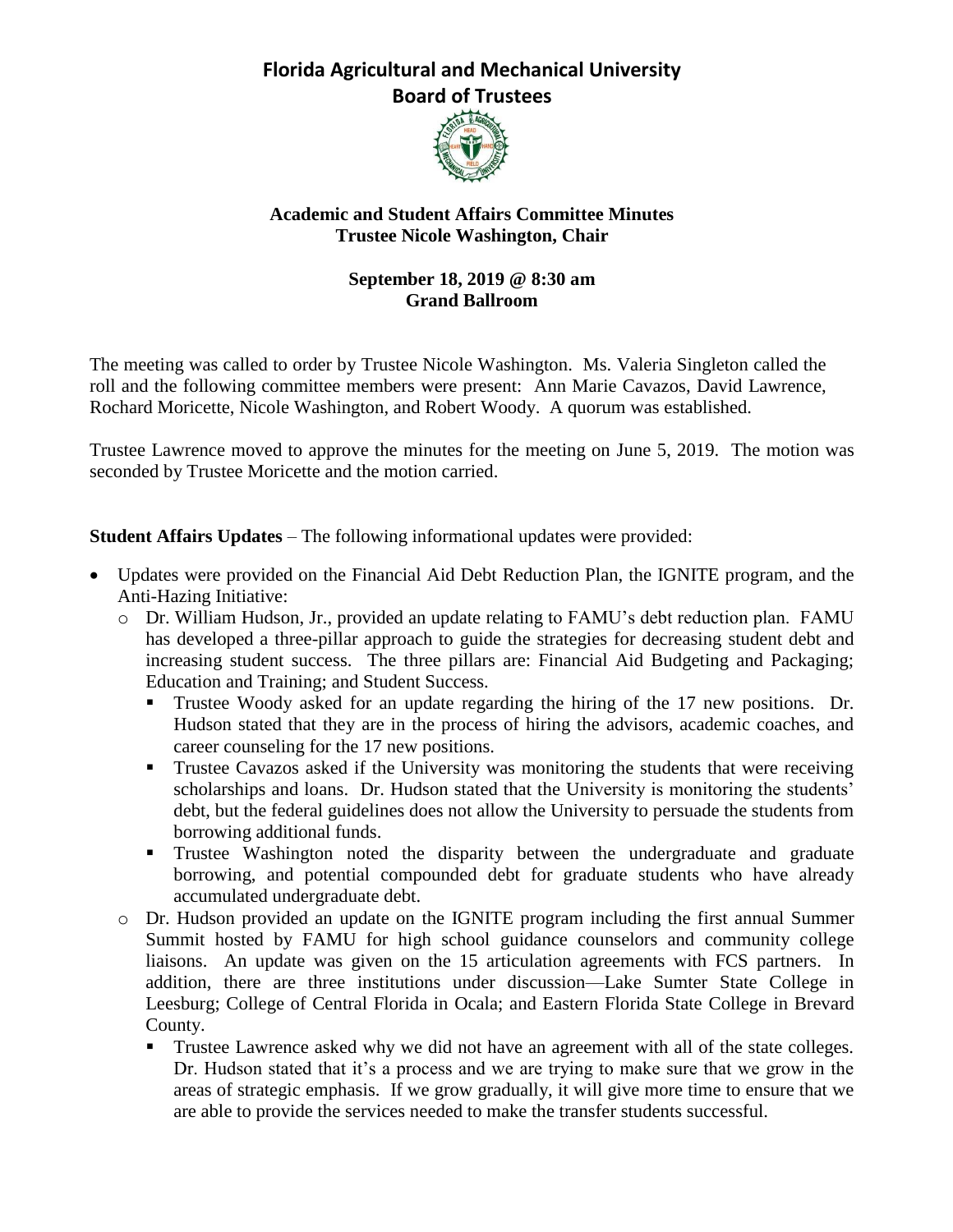# Florida Agricultural and Mechanical University
## Board of Trustees

**Academic and Student Affairs Committee Minutes**
**Trustee Nicole Washington, Chair**

**September 18, 2019 @ 8:30 am**
**Grand Ballroom**

The meeting was called to order by Trustee Nicole Washington. Ms. Valeria Singleton called the roll and the following committee members were present: Ann Marie Cavazos, David Lawrence, Rochard Moricette, Nicole Washington, and Robert Woody. A quorum was established.

Trustee Lawrence moved to approve the minutes for the meeting on June 5, 2019. The motion was seconded by Trustee Moricette and the motion carried.

**Student Affairs Updates** – The following informational updates were provided:

- Updates were provided on the Financial Aid Debt Reduction Plan, the IGNITE program, and the Anti-Hazing Initiative:
  - Dr. William Hudson, Jr., provided an update relating to FAMU's debt reduction plan. FAMU has developed a three-pillar approach to guide the strategies for decreasing student debt and increasing student success. The three pillars are: Financial Aid Budgeting and Packaging; Education and Training; and Student Success.
    - Trustee Woody asked for an update regarding the hiring of the 17 new positions. Dr. Hudson stated that they are in the process of hiring the advisors, academic coaches, and career counseling for the 17 new positions.
    - Trustee Cavazos asked if the University was monitoring the students that were receiving scholarships and loans. Dr. Hudson stated that the University is monitoring the students' debt, but the federal guidelines does not allow the University to persuade the students from borrowing additional funds.
    - Trustee Washington noted the disparity between the undergraduate and graduate borrowing, and potential compounded debt for graduate students who have already accumulated undergraduate debt.
  - Dr. Hudson provided an update on the IGNITE program including the first annual Summer Summit hosted by FAMU for high school guidance counselors and community college liaisons. An update was given on the 15 articulation agreements with FCS partners. In addition, there are three institutions under discussion—Lake Sumter State College in Leesburg; College of Central Florida in Ocala; and Eastern Florida State College in Brevard County.
    - Trustee Lawrence asked why we did not have an agreement with all of the state colleges. Dr. Hudson stated that it's a process and we are trying to make sure that we grow in the areas of strategic emphasis. If we grow gradually, it will give more time to ensure that we are able to provide the services needed to make the transfer students successful.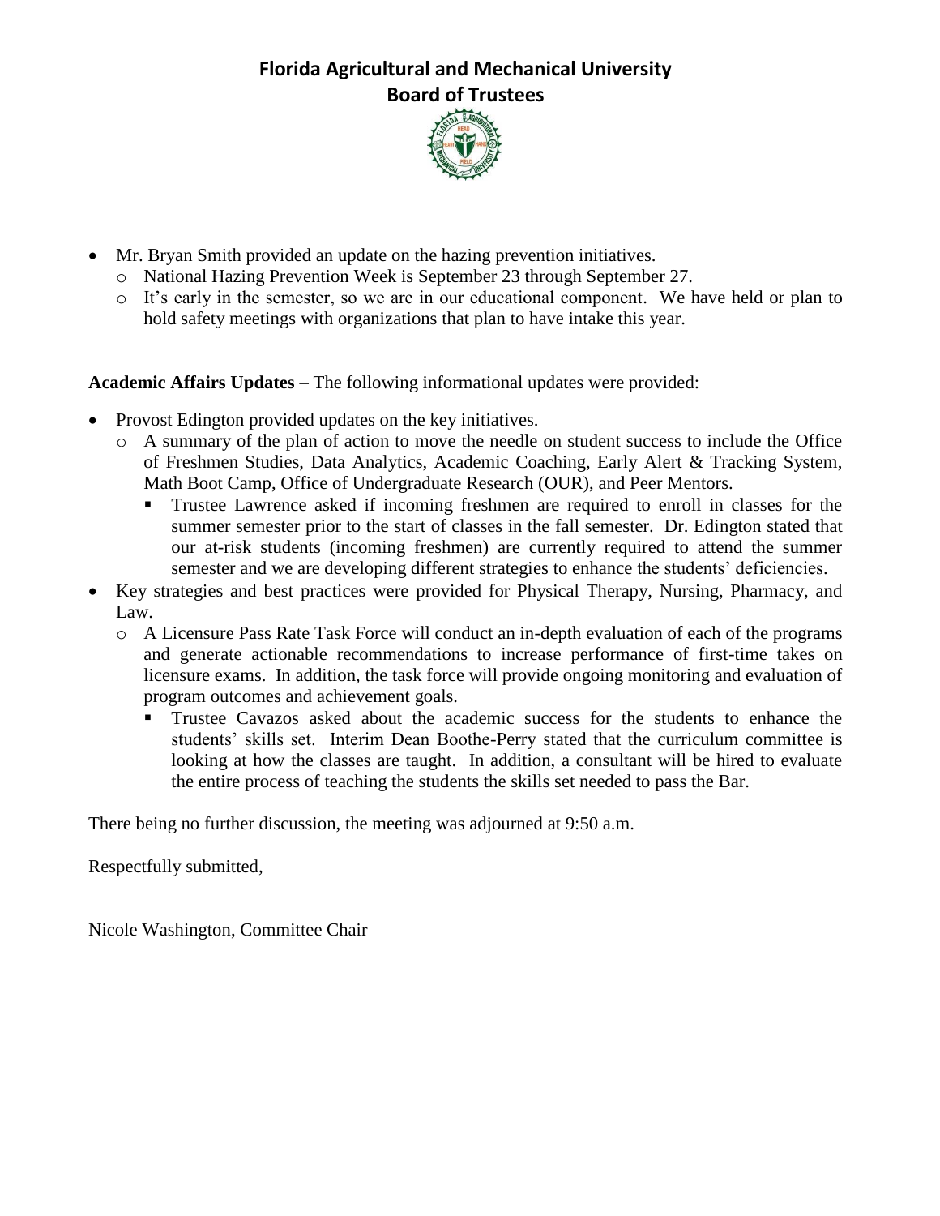- Mr. Bryan Smith provided an update on the hazing prevention initiatives.
  - National Hazing Prevention Week is September 23 through September 27.
  - It's early in the semester, so we are in our educational component. We have held or plan to hold safety meetings with organizations that plan to have intake this year.

**Academic Affairs Updates** – The following informational updates were provided:

- Provost Edington provided updates on the key initiatives.
  - A summary of the plan of action to move the needle on student success to include the Office of Freshmen Studies, Data Analytics, Academic Coaching, Early Alert & Tracking System, Math Boot Camp, Office of Undergraduate Research (OUR), and Peer Mentors.
    - Trustee Lawrence asked if incoming freshmen are required to enroll in classes for the summer semester prior to the start of classes in the fall semester. Dr. Edington stated that our at-risk students (incoming freshmen) are currently required to attend the summer semester and we are developing different strategies to enhance the students' deficiencies.
- Key strategies and best practices were provided for Physical Therapy, Nursing, Pharmacy, and Law.
  - A Licensure Pass Rate Task Force will conduct an in-depth evaluation of each of the programs and generate actionable recommendations to increase performance of first-time takes on licensure exams. In addition, the task force will provide ongoing monitoring and evaluation of program outcomes and achievement goals.
    - Trustee Cavazos asked about the academic success for the students to enhance the students' skills set. Interim Dean Boothe-Perry stated that the curriculum committee is looking at how the classes are taught. In addition, a consultant will be hired to evaluate the entire process of teaching the students the skills set needed to pass the Bar.

There being no further discussion, the meeting was adjourned at 9:50 a.m.

Respectfully submitted,

Nicole Washington, Committee Chair